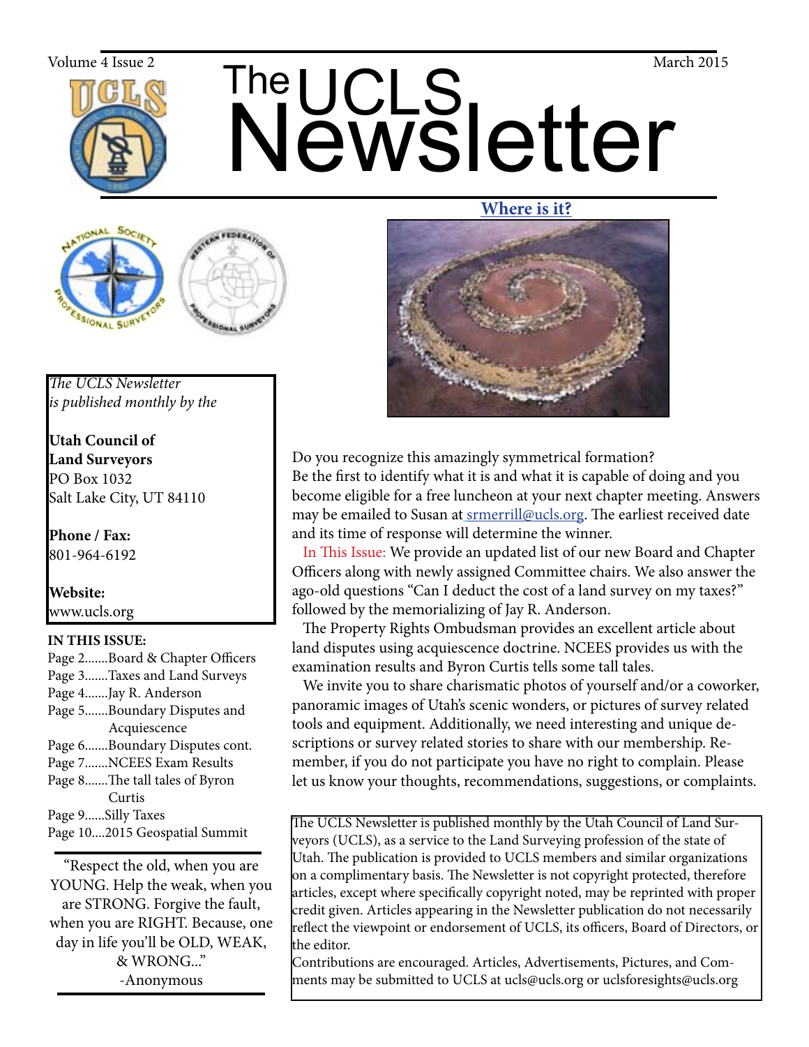# The UCLS Newsletter

Volume 4 Issue 2 — March 2015

*The UCLS Newsletter is published monthly by the*

**Utah Council of Land Surveyors**
PO Box 1032
Salt Lake City, UT 84110

**Phone / Fax:**
801-964-6192

**Website:**
www.ucls.org

**IN THIS ISSUE:**

- Page 2.......Board & Chapter Officers
- Page 3.......Taxes and Land Surveys
- Page 4.......Jay R. Anderson
- Page 5.......Boundary Disputes and Acquiescence
- Page 6.......Boundary Disputes cont.
- Page 7.......NCEES Exam Results
- Page 8.......The tall tales of Byron Curtis
- Page 9......Silly Taxes
- Page 10....2015 Geospatial Summit

"Respect the old, when you are YOUNG. Help the weak, when you are STRONG. Forgive the fault, when you are RIGHT. Because, one day in life you'll be OLD, WEAK, & WRONG..."
-Anonymous

## Where is it?

Do you recognize this amazingly symmetrical formation?
Be the first to identify what it is and what it is capable of doing and you become eligible for a free luncheon at your next chapter meeting. Answers may be emailed to Susan at srmerrill@ucls.org. The earliest received date and its time of response will determine the winner.

In This Issue: We provide an updated list of our new Board and Chapter Officers along with newly assigned Committee chairs. We also answer the ago-old questions "Can I deduct the cost of a land survey on my taxes?" followed by the memorializing of Jay R. Anderson.

The Property Rights Ombudsman provides an excellent article about land disputes using acquiescence doctrine. NCEES provides us with the examination results and Byron Curtis tells some tall tales.

We invite you to share charismatic photos of yourself and/or a coworker, panoramic images of Utah's scenic wonders, or pictures of survey related tools and equipment. Additionally, we need interesting and unique descriptions or survey related stories to share with our membership. Remember, if you do not participate you have no right to complain. Please let us know your thoughts, recommendations, suggestions, or complaints.

The UCLS Newsletter is published monthly by the Utah Council of Land Surveyors (UCLS), as a service to the Land Surveying profession of the state of Utah. The publication is provided to UCLS members and similar organizations on a complimentary basis. The Newsletter is not copyright protected, therefore articles, except where specifically copyright noted, may be reprinted with proper credit given. Articles appearing in the Newsletter publication do not necessarily reflect the viewpoint or endorsement of UCLS, its officers, Board of Directors, or the editor.
Contributions are encouraged. Articles, Advertisements, Pictures, and Comments may be submitted to UCLS at ucls@ucls.org or uclsforesights@ucls.org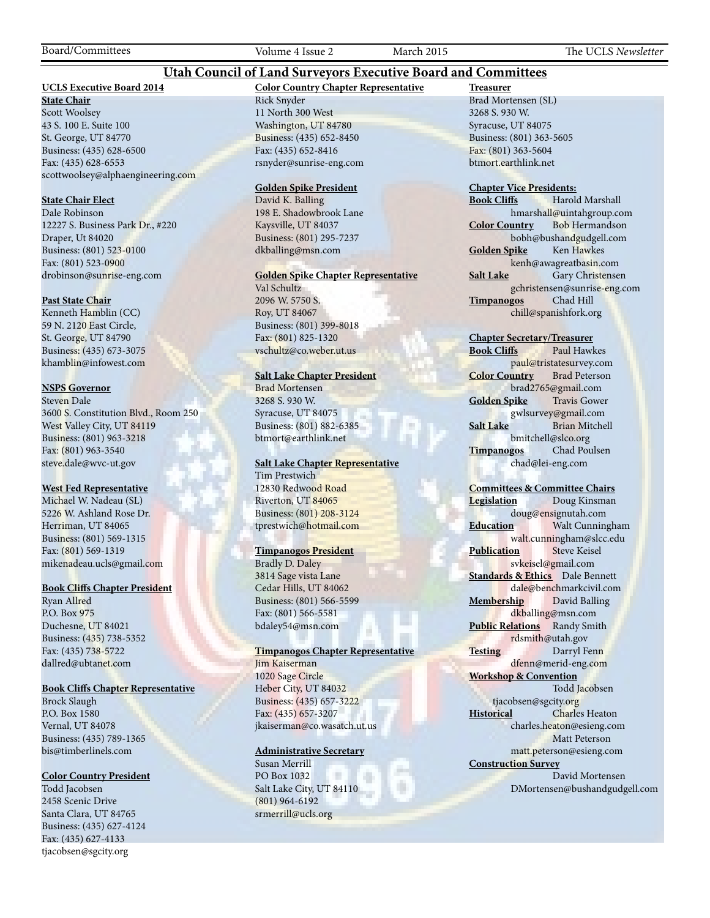# Utah Council of Land Surveyors Executive Board and Committees

## UCLS Executive Board 2014

**State Chair**
Scott Woolsey
43 S. 100 E. Suite 100
St. George, UT 84770
Business: (435) 628-6500
Fax: (435) 628-6553
scottwoolsey@alphaengineering.com

**State Chair Elect**
Dale Robinson
12227 S. Business Park Dr., #220
Draper, Ut 84020
Business: (801) 523-0100
Fax: (801) 523-0900
drobinson@sunrise-eng.com

**Past State Chair**
Kenneth Hamblin (CC)
59 N. 2120 East Circle,
St. George, UT 84790
Business: (435) 673-3075
khamblin@infowest.com

**NSPS Governor**
Steven Dale
3600 S. Constitution Blvd., Room 250
West Valley City, UT 84119
Business: (801) 963-3218
Fax: (801) 963-3540
steve.dale@wvc-ut.gov

**West Fed Representative**
Michael W. Nadeau (SL)
5226 W. Ashland Rose Dr.
Herriman, UT 84065
Business: (801) 569-1315
Fax: (801) 569-1319
mikenadeau.ucls@gmail.com

**Book Cliffs Chapter President**
Ryan Allred
P.O. Box 975
Duchesne, UT 84021
Business: (435) 738-5352
Fax: (435) 738-5722
dallred@ubtanet.com

**Book Cliffs Chapter Representative**
Brock Slaugh
P.O. Box 1580
Vernal, UT 84078
Business: (435) 789-1365
bis@timberlinels.com

**Color Country President**
Todd Jacobsen
2458 Scenic Drive
Santa Clara, UT 84765
Business: (435) 627-4124
Fax: (435) 627-4133
tjacobsen@sgcity.org

**Color Country Chapter Representative**
Rick Snyder
11 North 300 West
Washington, UT 84780
Business: (435) 652-8450
Fax: (435) 652-8416
rsnyder@sunrise-eng.com

**Golden Spike President**
David K. Balling
198 E. Shadowbrook Lane
Kaysville, UT 84037
Business: (801) 295-7237
dkballing@msn.com

**Golden Spike Chapter Representative**
Val Schultz
2096 W. 5750 S.
Roy, UT 84067
Business: (801) 399-8018
Fax: (801) 825-1320
vschultz@co.weber.ut.us

**Salt Lake Chapter President**
Brad Mortensen
3268 S. 930 W.
Syracuse, UT 84075
Business: (801) 882-6385
btmort@earthlink.net

**Salt Lake Chapter Representative**
Tim Prestwich
12830 Redwood Road
Riverton, UT 84065
Business: (801) 208-3124
tprestwich@hotmail.com

**Timpanogos President**
Bradly D. Daley
3814 Sage vista Lane
Cedar Hills, UT 84062
Business: (801) 566-5599
Fax: (801) 566-5581
bdaley54@msn.com

**Timpanogos Chapter Representative**
Jim Kaiserman
1020 Sage Circle
Heber City, UT 84032
Business: (435) 657-3222
Fax: (435) 657-3207
jkaiserman@co.wasatch.ut.us

**Administrative Secretary**
Susan Merrill
PO Box 1032
Salt Lake City, UT 84110
(801) 964-6192
srmerrill@ucls.org

**Treasurer**
Brad Mortensen (SL)
3268 S. 930 W.
Syracuse, UT 84075
Business: (801) 363-5605
Fax: (801) 363-5604
btmort.earthlink.net

**Chapter Vice Presidents:**

**Book Cliffs** Harold Marshall
hmarshall@uintahgroup.com
**Color Country** Bob Hermandson
bobh@bushandgudgell.com
**Golden Spike** Ken Hawkes
kenh@awagreatbasin.com
**Salt Lake** Gary Christensen
gchristensen@sunrise-eng.com
**Timpanogos** Chad Hill
chill@spanishfork.org

**Chapter Secretary/Treasurer**

**Book Cliffs** Paul Hawkes
paul@tristatesurvey.com
**Color Country** Brad Peterson
brad2765@gmail.com
**Golden Spike** Travis Gower
gwlsurvey@gmail.com
**Salt Lake** Brian Mitchell
bmitchell@slco.org
**Timpanogos** Chad Poulsen
chad@lei-eng.com

**Committees & Committee Chairs**

**Legislation** Doug Kinsman
doug@ensignutah.com
**Education** Walt Cunningham
walt.cunningham@slcc.edu
**Publication** Steve Keisel
svkeisel@gmail.com
**Standards & Ethics** Dale Bennett
dale@benchmarkcivil.com
**Membership** David Balling
dkballing@msn.com
**Public Relations** Randy Smith
rdsmith@utah.gov
**Testing** Darryl Fenn
dfenn@merid-eng.com
**Workshop & Convention**
Todd Jacobsen
tjacobsen@sgcity.org
**Historical** Charles Heaton
charles.heaton@esieng.com
Matt Peterson
matt.peterson@esieng.com
**Construction Survey**
David Mortensen
DMortensen@bushandgudgell.com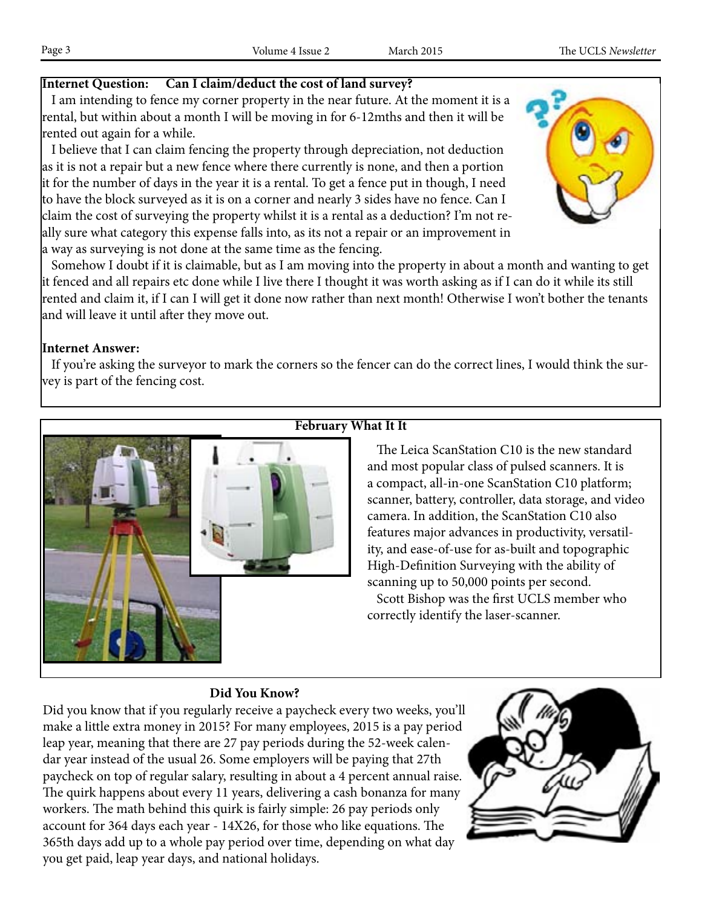**Internet Question: Can I claim/deduct the cost of land survey?**

I am intending to fence my corner property in the near future. At the moment it is a rental, but within about a month I will be moving in for 6-12mths and then it will be rented out again for a while.

I believe that I can claim fencing the property through depreciation, not deduction as it is not a repair but a new fence where there currently is none, and then a portion it for the number of days in the year it is a rental. To get a fence put in though, I need to have the block surveyed as it is on a corner and nearly 3 sides have no fence. Can I claim the cost of surveying the property whilst it is a rental as a deduction? I'm not really sure what category this expense falls into, as its not a repair or an improvement in a way as surveying is not done at the same time as the fencing.

Somehow I doubt if it is claimable, but as I am moving into the property in about a month and wanting to get it fenced and all repairs etc done while I live there I thought it was worth asking as if I can do it while its still rented and claim it, if I can I will get it done now rather than next month! Otherwise I won't bother the tenants and will leave it until after they move out.

**Internet Answer:**

If you're asking the surveyor to mark the corners so the fencer can do the correct lines, I would think the survey is part of the fencing cost.

**February What It It**

The Leica ScanStation C10 is the new standard and most popular class of pulsed scanners. It is a compact, all-in-one ScanStation C10 platform; scanner, battery, controller, data storage, and video camera. In addition, the ScanStation C10 also features major advances in productivity, versatility, and ease-of-use for as-built and topographic High-Definition Surveying with the ability of scanning up to 50,000 points per second.

Scott Bishop was the first UCLS member who correctly identify the laser-scanner.

**Did You Know?**

Did you know that if you regularly receive a paycheck every two weeks, you'll make a little extra money in 2015? For many employees, 2015 is a pay period leap year, meaning that there are 27 pay periods during the 52-week calendar year instead of the usual 26. Some employers will be paying that 27th paycheck on top of regular salary, resulting in about a 4 percent annual raise. The quirk happens about every 11 years, delivering a cash bonanza for many workers. The math behind this quirk is fairly simple: 26 pay periods only account for 364 days each year - 14X26, for those who like equations. The 365th days add up to a whole pay period over time, depending on what day you get paid, leap year days, and national holidays.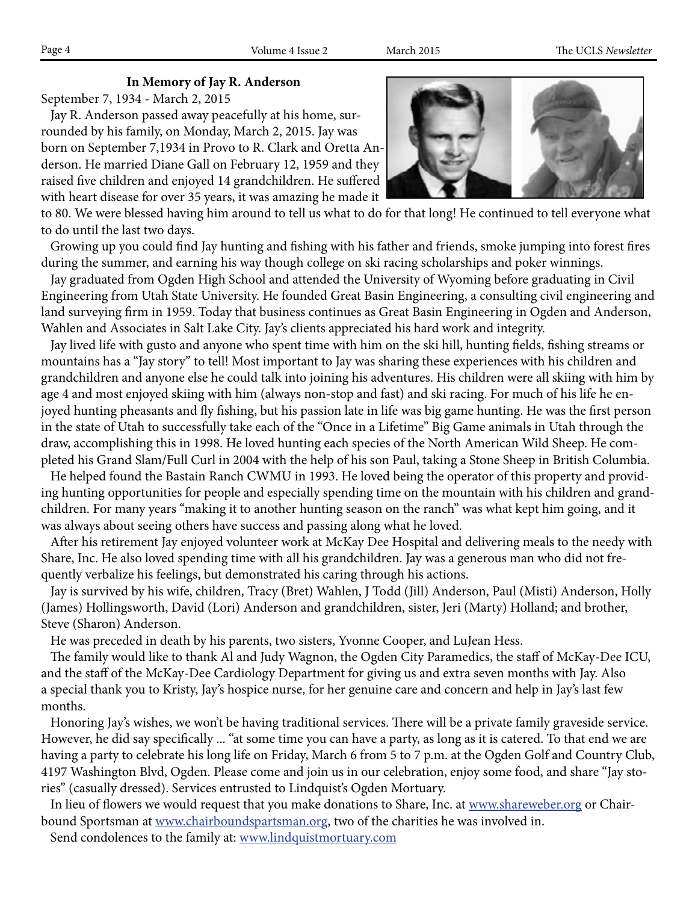### In Memory of Jay R. Anderson

September 7, 1934 - March 2, 2015

Jay R. Anderson passed away peacefully at his home, surrounded by his family, on Monday, March 2, 2015. Jay was born on September 7,1934 in Provo to R. Clark and Oretta Anderson. He married Diane Gall on February 12, 1959 and they raised five children and enjoyed 14 grandchildren. He suffered with heart disease for over 35 years, it was amazing he made it to 80. We were blessed having him around to tell us what to do for that long! He continued to tell everyone what to do until the last two days.

Growing up you could find Jay hunting and fishing with his father and friends, smoke jumping into forest fires during the summer, and earning his way though college on ski racing scholarships and poker winnings.

Jay graduated from Ogden High School and attended the University of Wyoming before graduating in Civil Engineering from Utah State University. He founded Great Basin Engineering, a consulting civil engineering and land surveying firm in 1959. Today that business continues as Great Basin Engineering in Ogden and Anderson, Wahlen and Associates in Salt Lake City. Jay's clients appreciated his hard work and integrity.

Jay lived life with gusto and anyone who spent time with him on the ski hill, hunting fields, fishing streams or mountains has a "Jay story" to tell! Most important to Jay was sharing these experiences with his children and grandchildren and anyone else he could talk into joining his adventures. His children were all skiing with him by age 4 and most enjoyed skiing with him (always non-stop and fast) and ski racing. For much of his life he enjoyed hunting pheasants and fly fishing, but his passion late in life was big game hunting. He was the first person in the state of Utah to successfully take each of the "Once in a Lifetime" Big Game animals in Utah through the draw, accomplishing this in 1998. He loved hunting each species of the North American Wild Sheep. He completed his Grand Slam/Full Curl in 2004 with the help of his son Paul, taking a Stone Sheep in British Columbia.

He helped found the Bastain Ranch CWMU in 1993. He loved being the operator of this property and providing hunting opportunities for people and especially spending time on the mountain with his children and grandchildren. For many years "making it to another hunting season on the ranch" was what kept him going, and it was always about seeing others have success and passing along what he loved.

After his retirement Jay enjoyed volunteer work at McKay Dee Hospital and delivering meals to the needy with Share, Inc. He also loved spending time with all his grandchildren. Jay was a generous man who did not frequently verbalize his feelings, but demonstrated his caring through his actions.

Jay is survived by his wife, children, Tracy (Bret) Wahlen, J Todd (Jill) Anderson, Paul (Misti) Anderson, Holly (James) Hollingsworth, David (Lori) Anderson and grandchildren, sister, Jeri (Marty) Holland; and brother, Steve (Sharon) Anderson.

He was preceded in death by his parents, two sisters, Yvonne Cooper, and LuJean Hess.

The family would like to thank Al and Judy Wagnon, the Ogden City Paramedics, the staff of McKay-Dee ICU, and the staff of the McKay-Dee Cardiology Department for giving us and extra seven months with Jay. Also a special thank you to Kristy, Jay's hospice nurse, for her genuine care and concern and help in Jay's last few months.

Honoring Jay's wishes, we won't be having traditional services. There will be a private family graveside service. However, he did say specifically ... "at some time you can have a party, as long as it is catered. To that end we are having a party to celebrate his long life on Friday, March 6 from 5 to 7 p.m. at the Ogden Golf and Country Club, 4197 Washington Blvd, Ogden. Please come and join us in our celebration, enjoy some food, and share "Jay stories" (casually dressed). Services entrusted to Lindquist's Ogden Mortuary.

In lieu of flowers we would request that you make donations to Share, Inc. at www.shareweber.org or Chairbound Sportsman at www.chairboundspartsman.org, two of the charities he was involved in.

Send condolences to the family at: www.lindquistmortuary.com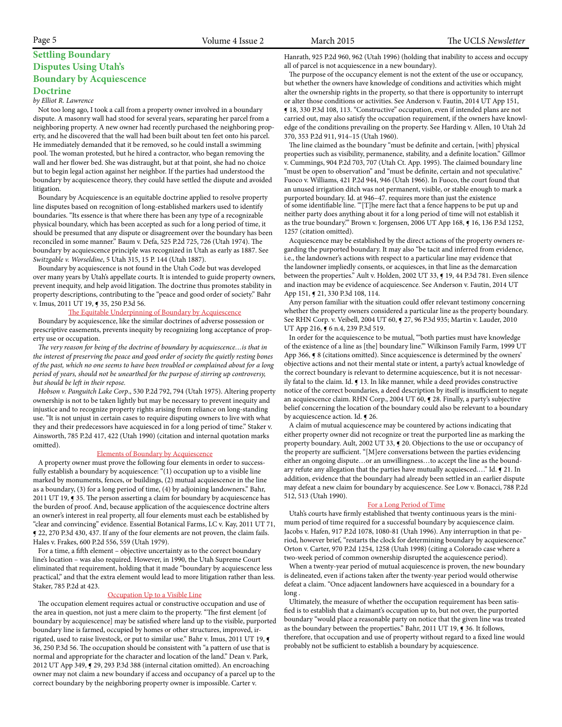# Settling Boundary Disputes Using Utah's Boundary by Acquiescence Doctrine

*by Elliot R. Lawrence*

Not too long ago, I took a call from a property owner involved in a boundary dispute. A masonry wall had stood for several years, separating her parcel from a neighboring property. A new owner had recently purchased the neighboring property, and he discovered that the wall had been built about ten feet onto his parcel. He immediately demanded that it be removed, so he could install a swimming pool. The woman protested, but he hired a contractor, who began removing the wall and her flower bed. She was distraught, but at that point, she had no choice but to begin legal action against her neighbor. If the parties had understood the boundary by acquiescence theory, they could have settled the dispute and avoided litigation.

Boundary by Acquiescence is an equitable doctrine applied to resolve property line disputes based on recognition of long-established markers used to identify boundaries. "Its essence is that where there has been any type of a recognizable physical boundary, which has been accepted as such for a long period of time, it should be presumed that any dispute or disagreement over the boundary has been reconciled in some manner." Baum v. Defa, 525 P.2d 725, 726 (Utah 1974). The boundary by acquiescence principle was recognized in Utah as early as 1887. See *Switzgable v. Worseldine*, 5 Utah 315, 15 P. 144 (Utah 1887).

Boundary by acquiescence is not found in the Utah Code but was developed over many years by Utah's appellate courts. It is intended to guide property owners, prevent inequity, and help avoid litigation. The doctrine thus promotes stability in property descriptions, contributing to the "peace and good order of society." Bahr v. Imus, 2011 UT 19, ¶ 35, 250 P.3d 56.

## The Equitable Underpinning of Boundary by Acquiescence

Boundary by acquiescence, like the similar doctrines of adverse possession or prescriptive easements, prevents inequity by recognizing long acceptance of property use or occupation.

*The very reason for being of the doctrine of boundary by acquiescence…is that in the interest of preserving the peace and good order of society the quietly resting bones of the past, which no one seems to have been troubled or complained about for a long period of years, should not be unearthed for the purpose of stirring up controversy, but should be left in their repose.*

*Hobson v. Panguitch Lake Corp*., 530 P.2d 792, 794 (Utah 1975). Altering property ownership is not to be taken lightly but may be necessary to prevent inequity and injustice and to recognize property rights arising from reliance on long-standing use. "It is not unjust in certain cases to require disputing owners to live with what they and their predecessors have acquiesced in for a long period of time." Staker v. Ainsworth, 785 P.2d 417, 422 (Utah 1990) (citation and internal quotation marks omitted).

## Elements of Boundary by Acquiescence

A property owner must prove the following four elements in order to successfully establish a boundary by acquiescence: "(1) occupation up to a visible line marked by monuments, fences, or buildings, (2) mutual acquiescence in the line as a boundary, (3) for a long period of time, (4) by adjoining landowners." Bahr, 2011 UT 19, ¶ 35. The person asserting a claim for boundary by acquiescence has the burden of proof. And, because application of the acquiescence doctrine alters an owner's interest in real property, all four elements must each be established by "clear and convincing" evidence. Essential Botanical Farms, LC v. Kay, 2011 UT 71, ¶ 22, 270 P.3d 430, 437. If any of the four elements are not proven, the claim fails. Hales v. Frakes, 600 P.2d 556, 559 (Utah 1979).

For a time, a fifth element – objective uncertainty as to the correct boundary line's location – was also required. However, in 1990, the Utah Supreme Court eliminated that requirement, holding that it made "boundary by acquiescence less practical," and that the extra element would lead to more litigation rather than less. Staker, 785 P.2d at 423.

## Occupation Up to a Visible Line

The occupation element requires actual or constructive occupation and use of the area in question, not just a mere claim to the property. "The first element [of boundary by acquiescence] may be satisfied where land up to the visible, purported boundary line is farmed, occupied by homes or other structures, improved, irrigated, used to raise livestock, or put to similar use." Bahr v. Imus, 2011 UT 19, ¶ 36, 250 P.3d 56. The occupation should be consistent with "a pattern of use that is normal and appropriate for the character and location of the land." Dean v. Park, 2012 UT App 349, ¶ 29, 293 P.3d 388 (internal citation omitted). An encroaching owner may not claim a new boundary if access and occupancy of a parcel up to the correct boundary by the neighboring property owner is impossible. Carter v. Hanrath, 925 P.2d 960, 962 (Utah 1996) (holding that inability to access and occupy all of parcel is not acquiescence in a new boundary).

The purpose of the occupancy element is not the extent of the use or occupancy, but whether the owners have knowledge of conditions and activities which might alter the ownership rights in the property, so that there is opportunity to interrupt or alter those conditions or activities. See Anderson v. Fautin, 2014 UT App 151, ¶ 18, 330 P.3d 108, 113. "Constructive" occupation, even if intended plans are not carried out, may also satisfy the occupation requirement, if the owners have knowledge of the conditions prevailing on the property. See Harding v. Allen, 10 Utah 2d 370, 353 P.2d 911, 914–15 (Utah 1960).

The line claimed as the boundary "must be definite and certain, [with] physical properties such as visibility, permanence, stability, and a definite location." Gillmor v. Cummings, 904 P.2d 703, 707 (Utah Ct. App. 1995). The claimed boundary line "must be open to observation" and "must be definite, certain and not speculative." Fuoco v. Williams, 421 P.2d 944, 946 (Utah 1966). In Fuoco, the court found that an unused irrigation ditch was not permanent, visible, or stable enough to mark a purported boundary. Id. at 946–47. requires more than just the existence of some identifiable line. "'[T]he mere fact that a fence happens to be put up and neither party does anything about it for a long period of time will not establish it as the true boundary.'" Brown v. Jorgensen, 2006 UT App 168, ¶ 16, 136 P.3d 1252, 1257 (citation omitted).

Acquiescence may be established by the direct actions of the property owners regarding the purported boundary. It may also "be tacit and inferred from evidence, i.e., the landowner's actions with respect to a particular line may evidence that the landowner impliedly consents, or acquiesces, in that line as the demarcation between the properties." Ault v. Holden, 2002 UT 33, ¶ 19, 44 P.3d 781. Even silence and inaction may be evidence of acquiescence. See Anderson v. Fautin, 2014 UT App 151, ¶ 21, 330 P.3d 108, 114.

Any person familiar with the situation could offer relevant testimony concerning whether the property owners considered a particular line as the property boundary. See RHN Corp. v. Veibell, 2004 UT 60, ¶ 27, 96 P.3d 935; Martin v. Lauder, 2010 UT App 216, ¶ 6 n.4, 239 P.3d 519.

In order for the acquiescence to be mutual, "'both parties must have knowledge of the existence of a line as [the] boundary line.'" Wilkinson Family Farm, 1999 UT App 366, ¶ 8 (citations omitted). Since acquiescence is determined by the owners' objective actions and not their mental state or intent, a party's actual knowledge of the correct boundary is relevant to determine acquiescence, but it is not necessarily fatal to the claim. Id. ¶ 13. In like manner, while a deed provides constructive notice of the correct boundaries, a deed description by itself is insufficient to negate an acquiescence claim. RHN Corp., 2004 UT 60, ¶ 28. Finally, a party's subjective belief concerning the location of the boundary could also be relevant to a boundary by acquiescence action. Id. ¶ 26.

A claim of mutual acquiescence may be countered by actions indicating that either property owner did not recognize or treat the purported line as marking the property boundary. Ault, 2002 UT 33, ¶ 20. Objections to the use or occupancy of the property are sufficient. "[M]ere conversations between the parties evidencing either an ongoing dispute…or an unwillingness…to accept the line as the boundary refute any allegation that the parties have mutually acquiesced.…" Id. ¶ 21. In addition, evidence that the boundary had already been settled in an earlier dispute may defeat a new claim for boundary by acquiescence. See Low v. Bonacci, 788 P.2d 512, 513 (Utah 1990).

## For a Long Period of Time

Utah's courts have firmly established that twenty continuous years is the minimum period of time required for a successful boundary by acquiescence claim. Jacobs v. Hafen, 917 P.2d 1078, 1080-81 (Utah 1996). Any interruption in that period, however brief, "restarts the clock for determining boundary by acquiescence." Orton v. Carter, 970 P.2d 1254, 1258 (Utah 1998) (citing a Colorado case where a two-week period of common ownership disrupted the acquiescence period).

When a twenty-year period of mutual acquiescence is proven, the new boundary is delineated, even if actions taken after the twenty-year period would otherwise defeat a claim. "Once adjacent landowners have acquiesced in a boundary for a long .

Ultimately, the measure of whether the occupation requirement has been satisfied is to establish that a claimant's occupation up to, but not over, the purported boundary "would place a reasonable party on notice that the given line was treated as the boundary between the properties." Bahr, 2011 UT 19, ¶ 36. It follows, therefore, that occupation and use of property without regard to a fixed line would probably not be sufficient to establish a boundary by acquiescence.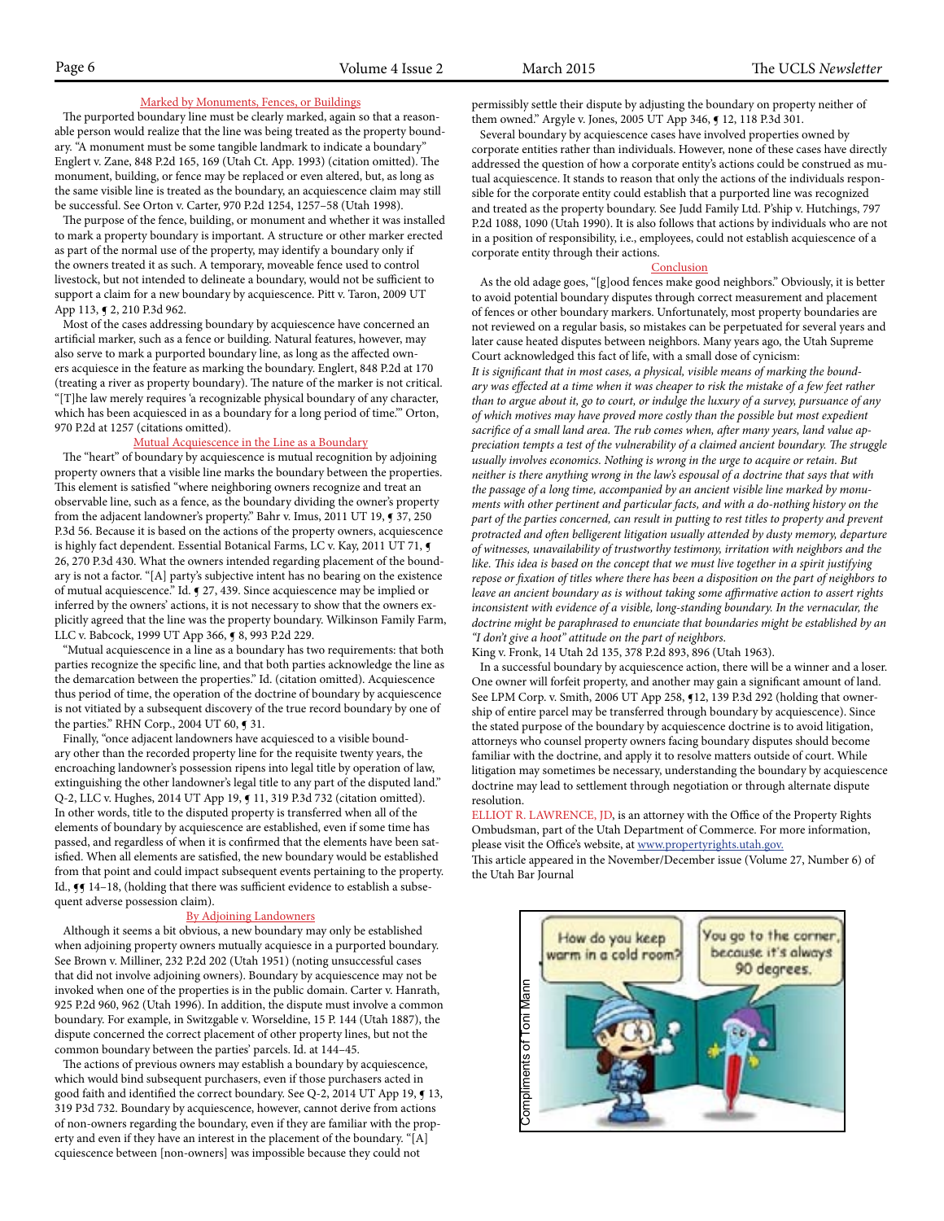### Marked by Monuments, Fences, or Buildings

The purported boundary line must be clearly marked, again so that a reasonable person would realize that the line was being treated as the property boundary. "A monument must be some tangible landmark to indicate a boundary" Englert v. Zane, 848 P.2d 165, 169 (Utah Ct. App. 1993) (citation omitted). The monument, building, or fence may be replaced or even altered, but, as long as the same visible line is treated as the boundary, an acquiescence claim may still be successful. See Orton v. Carter, 970 P.2d 1254, 1257–58 (Utah 1998).

The purpose of the fence, building, or monument and whether it was installed to mark a property boundary is important. A structure or other marker erected as part of the normal use of the property, may identify a boundary only if the owners treated it as such. A temporary, moveable fence used to control livestock, but not intended to delineate a boundary, would not be sufficient to support a claim for a new boundary by acquiescence. Pitt v. Taron, 2009 UT App 113, ¶ 2, 210 P.3d 962.

Most of the cases addressing boundary by acquiescence have concerned an artificial marker, such as a fence or building. Natural features, however, may also serve to mark a purported boundary line, as long as the affected owners acquiesce in the feature as marking the boundary. Englert, 848 P.2d at 170 (treating a river as property boundary). The nature of the marker is not critical. "[T]he law merely requires 'a recognizable physical boundary of any character, which has been acquiesced in as a boundary for a long period of time.'" Orton, 970 P.2d at 1257 (citations omitted).

### Mutual Acquiescence in the Line as a Boundary

The "heart" of boundary by acquiescence is mutual recognition by adjoining property owners that a visible line marks the boundary between the properties. This element is satisfied "where neighboring owners recognize and treat an observable line, such as a fence, as the boundary dividing the owner's property from the adjacent landowner's property." Bahr v. Imus, 2011 UT 19, ¶ 37, 250 P.3d 56. Because it is based on the actions of the property owners, acquiescence is highly fact dependent. Essential Botanical Farms, LC v. Kay, 2011 UT 71, ¶ 26, 270 P.3d 430. What the owners intended regarding placement of the boundary is not a factor. "[A] party's subjective intent has no bearing on the existence of mutual acquiescence." Id. ¶ 27, 439. Since acquiescence may be implied or inferred by the owners' actions, it is not necessary to show that the owners explicitly agreed that the line was the property boundary. Wilkinson Family Farm, LLC v. Babcock, 1999 UT App 366, ¶ 8, 993 P.2d 229.

"Mutual acquiescence in a line as a boundary has two requirements: that both parties recognize the specific line, and that both parties acknowledge the line as the demarcation between the properties." Id. (citation omitted). Acquiescence thus period of time, the operation of the doctrine of boundary by acquiescence is not vitiated by a subsequent discovery of the true record boundary by one of the parties." RHN Corp., 2004 UT 60, ¶ 31.

Finally, "once adjacent landowners have acquiesced to a visible boundary other than the recorded property line for the requisite twenty years, the encroaching landowner's possession ripens into legal title by operation of law, extinguishing the other landowner's legal title to any part of the disputed land." Q-2, LLC v. Hughes, 2014 UT App 19, ¶ 11, 319 P.3d 732 (citation omitted). In other words, title to the disputed property is transferred when all of the elements of boundary by acquiescence are established, even if some time has passed, and regardless of when it is confirmed that the elements have been satisfied. When all elements are satisfied, the new boundary would be established from that point and could impact subsequent events pertaining to the property. Id., ¶¶ 14–18, (holding that there was sufficient evidence to establish a subsequent adverse possession claim).

### By Adjoining Landowners

Although it seems a bit obvious, a new boundary may only be established when adjoining property owners mutually acquiesce in a purported boundary. See Brown v. Milliner, 232 P.2d 202 (Utah 1951) (noting unsuccessful cases that did not involve adjoining owners). Boundary by acquiescence may not be invoked when one of the properties is in the public domain. Carter v. Hanrath, 925 P.2d 960, 962 (Utah 1996). In addition, the dispute must involve a common boundary. For example, in Switzgable v. Worseldine, 15 P. 144 (Utah 1887), the dispute concerned the correct placement of other property lines, but not the common boundary between the parties' parcels. Id. at 144–45.

The actions of previous owners may establish a boundary by acquiescence, which would bind subsequent purchasers, even if those purchasers acted in good faith and identified the correct boundary. See Q-2, 2014 UT App 19, ¶ 13, 319 P3d 732. Boundary by acquiescence, however, cannot derive from actions of non-owners regarding the boundary, even if they are familiar with the property and even if they have an interest in the placement of the boundary. "[A]cquiescence between [non-owners] was impossible because they could not permissibly settle their dispute by adjusting the boundary on property neither of them owned." Argyle v. Jones, 2005 UT App 346, ¶ 12, 118 P.3d 301.

Several boundary by acquiescence cases have involved properties owned by corporate entities rather than individuals. However, none of these cases have directly addressed the question of how a corporate entity's actions could be construed as mutual acquiescence. It stands to reason that only the actions of the individuals responsible for the corporate entity could establish that a purported line was recognized and treated as the property boundary. See Judd Family Ltd. P'ship v. Hutchings, 797 P.2d 1088, 1090 (Utah 1990). It is also follows that actions by individuals who are not in a position of responsibility, i.e., employees, could not establish acquiescence of a corporate entity through their actions.

### Conclusion

As the old adage goes, "[g]ood fences make good neighbors." Obviously, it is better to avoid potential boundary disputes through correct measurement and placement of fences or other boundary markers. Unfortunately, most property boundaries are not reviewed on a regular basis, so mistakes can be perpetuated for several years and later cause heated disputes between neighbors. Many years ago, the Utah Supreme Court acknowledged this fact of life, with a small dose of cynicism:

*It is significant that in most cases, a physical, visible means of marking the boundary was effected at a time when it was cheaper to risk the mistake of a few feet rather than to argue about it, go to court, or indulge the luxury of a survey, pursuance of any of which motives may have proved more costly than the possible but most expedient sacrifice of a small land area. The rub comes when, after many years, land value appreciation tempts a test of the vulnerability of a claimed ancient boundary. The struggle usually involves economics. Nothing is wrong in the urge to acquire or retain. But neither is there anything wrong in the law's espousal of a doctrine that says that with the passage of a long time, accompanied by an ancient visible line marked by monuments with other pertinent and particular facts, and with a do-nothing history on the part of the parties concerned, can result in putting to rest titles to property and prevent protracted and often belligerent litigation usually attended by dusty memory, departure of witnesses, unavailability of trustworthy testimony, irritation with neighbors and the like. This idea is based on the concept that we must live together in a spirit justifying repose or fixation of titles where there has been a disposition on the part of neighbors to leave an ancient boundary as is without taking some affirmative action to assert rights inconsistent with evidence of a visible, long-standing boundary. In the vernacular, the doctrine might be paraphrased to enunciate that boundaries might be established by an "I don't give a hoot" attitude on the part of neighbors.*

King v. Fronk, 14 Utah 2d 135, 378 P.2d 893, 896 (Utah 1963).

In a successful boundary by acquiescence action, there will be a winner and a loser. One owner will forfeit property, and another may gain a significant amount of land. See LPM Corp. v. Smith, 2006 UT App 258, ¶12, 139 P.3d 292 (holding that ownership of entire parcel may be transferred through boundary by acquiescence). Since the stated purpose of the boundary by acquiescence doctrine is to avoid litigation, attorneys who counsel property owners facing boundary disputes should become familiar with the doctrine, and apply it to resolve matters outside of court. While litigation may sometimes be necessary, understanding the boundary by acquiescence doctrine may lead to settlement through negotiation or through alternate dispute resolution.

ELLIOT R. LAWRENCE, JD, is an attorney with the Office of the Property Rights Ombudsman, part of the Utah Department of Commerce. For more information, please visit the Office's website, at www.propertyrights.utah.gov.

This article appeared in the November/December issue (Volume 27, Number 6) of the Utah Bar Journal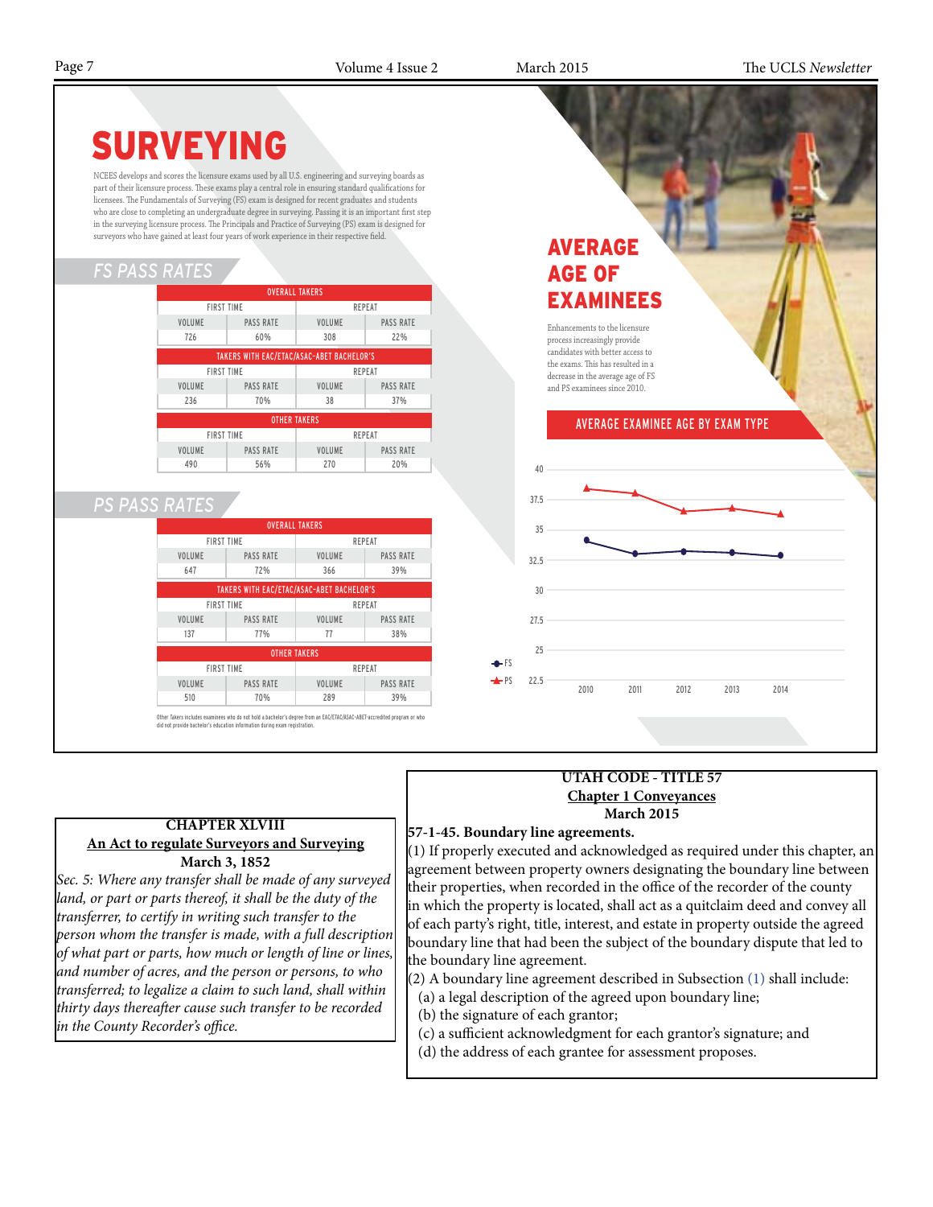# SURVEYING

NCEES develops and scores the licensure exams used by all U.S. engineering and surveying boards as part of their licensure process. These exams play a central role in ensuring standard qualifications for licensees. The Fundamentals of Surveying (FS) exam is designed for recent graduates and students who are close to completing an undergraduate degree in surveying. Passing it is an important first step in the surveying licensure process. The Principals and Practice of Surveying (PS) exam is designed for surveyors who have gained at least four years of work experience in their respective field.

## FS PASS RATES

| OVERALL TAKERS | | | |
|---|---|---|---|
| FIRST TIME | | REPEAT | |
| VOLUME | PASS RATE | VOLUME | PASS RATE |
| 726 | 60% | 308 | 22% |
| **TAKERS WITH EAC/ETAC/ASAC-ABET BACHELOR'S** | | | |
| FIRST TIME | | REPEAT | |
| VOLUME | PASS RATE | VOLUME | PASS RATE |
| 236 | 70% | 38 | 37% |
| **OTHER TAKERS** | | | |
| FIRST TIME | | REPEAT | |
| VOLUME | PASS RATE | VOLUME | PASS RATE |
| 490 | 56% | 270 | 20% |

## PS PASS RATES

| OVERALL TAKERS | | | |
|---|---|---|---|
| FIRST TIME | | REPEAT | |
| VOLUME | PASS RATE | VOLUME | PASS RATE |
| 647 | 72% | 366 | 39% |
| **TAKERS WITH EAC/ETAC/ASAC-ABET BACHELOR'S** | | | |
| FIRST TIME | | REPEAT | |
| VOLUME | PASS RATE | VOLUME | PASS RATE |
| 137 | 77% | 77 | 38% |
| **OTHER TAKERS** | | | |
| FIRST TIME | | REPEAT | |
| VOLUME | PASS RATE | VOLUME | PASS RATE |
| 510 | 70% | 289 | 39% |

Other Takers includes examinees who do not hold a bachelor's degree from an EAC/ETAC/ASAC-ABET-accredited program or who did not provide bachelor's education information during exam registration.

## AVERAGE AGE OF EXAMINEES

Enhancements to the licensure process increasingly provide candidates with better access to the exams. This has resulted in a decrease in the average age of FS and PS examinees since 2010.

**AVERAGE EXAMINEE AGE BY EXAM TYPE**

| Year | FS | PS |
|---|---|---|
| 2010 | ~34 | ~38.5 |
| 2011 | ~33 | ~38 |
| 2012 | ~33 | ~36.5 |
| 2013 | ~33 | ~36.7 |
| 2014 | ~33 | ~36.2 |

**CHAPTER XLVIII**
**<u>An Act to regulate Surveyors and Surveying</u>**
**March 3, 1852**

*Sec. 5: Where any transfer shall be made of any surveyed land, or part or parts thereof, it shall be the duty of the transferrer, to certify in writing such transfer to the person whom the transfer is made, with a full description of what part or parts, how much or length of line or lines, and number of acres, and the person or persons, to who transferred; to legalize a claim to such land, shall within thirty days thereafter cause such transfer to be recorded in the County Recorder's office.*

**UTAH CODE - TITLE 57**
**<u>Chapter 1 Conveyances</u>**
**March 2015**

**57-1-45. Boundary line agreements.**

(1) If properly executed and acknowledged as required under this chapter, an agreement between property owners designating the boundary line between their properties, when recorded in the office of the recorder of the county in which the property is located, shall act as a quitclaim deed and convey all of each party's right, title, interest, and estate in property outside the agreed boundary line that had been the subject of the boundary dispute that led to the boundary line agreement.

(2) A boundary line agreement described in Subsection (1) shall include:
 (a) a legal description of the agreed upon boundary line;
 (b) the signature of each grantor;
 (c) a sufficient acknowledgment for each grantor's signature; and
 (d) the address of each grantee for assessment proposes.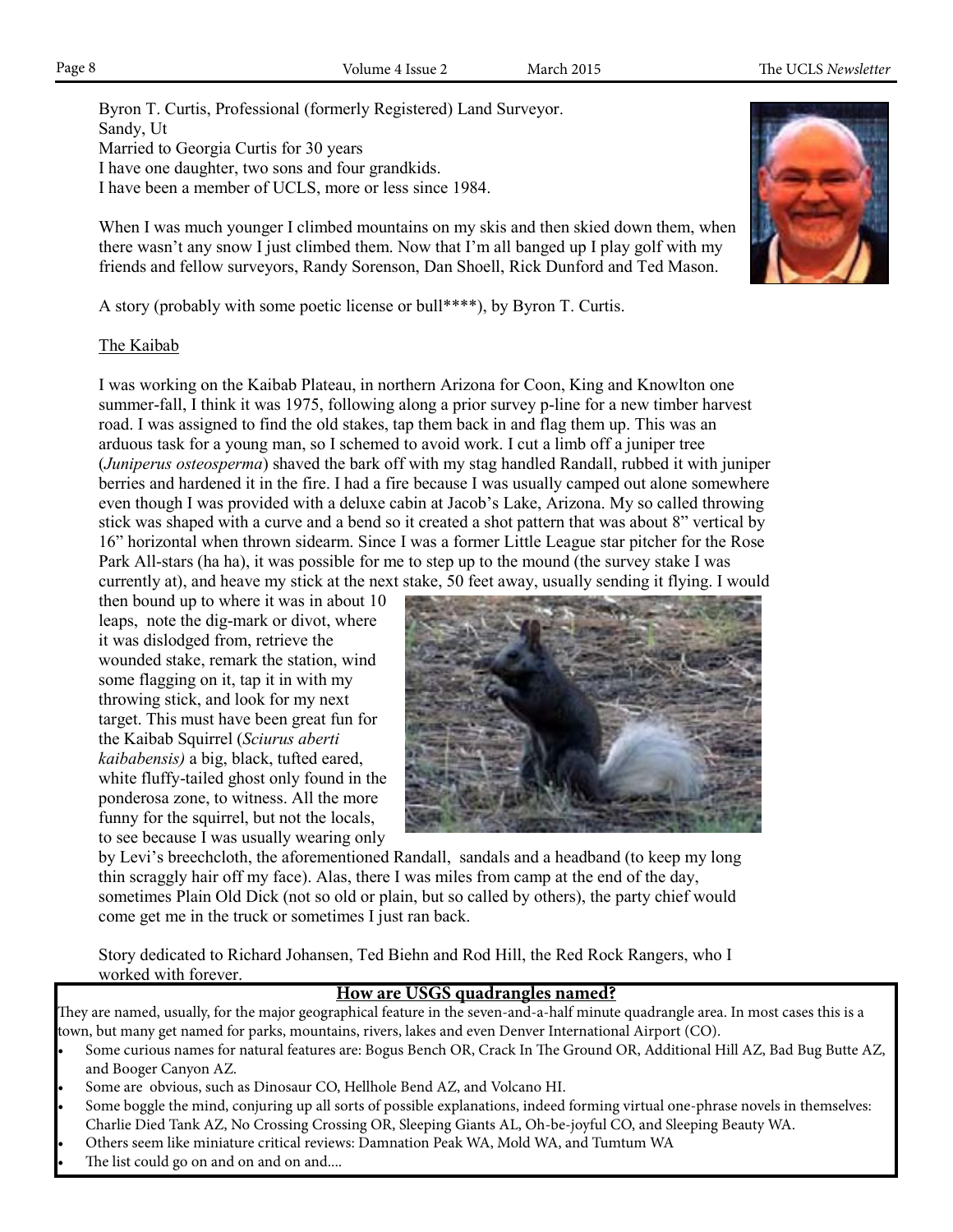Byron T. Curtis, Professional (formerly Registered) Land Surveyor.
Sandy, Ut
Married to Georgia Curtis for 30 years
I have one daughter, two sons and four grandkids.
I have been a member of UCLS, more or less since 1984.

When I was much younger I climbed mountains on my skis and then skied down them, when there wasn't any snow I just climbed them. Now that I'm all banged up I play golf with my friends and fellow surveyors, Randy Sorenson, Dan Shoell, Rick Dunford and Ted Mason.

A story (probably with some poetic license or bull****), by Byron T. Curtis.

<u>The Kaibab</u>

I was working on the Kaibab Plateau, in northern Arizona for Coon, King and Knowlton one summer-fall, I think it was 1975, following along a prior survey p-line for a new timber harvest road. I was assigned to find the old stakes, tap them back in and flag them up. This was an arduous task for a young man, so I schemed to avoid work. I cut a limb off a juniper tree (*Juniperus osteosperma*) shaved the bark off with my stag handled Randall, rubbed it with juniper berries and hardened it in the fire. I had a fire because I was usually camped out alone somewhere even though I was provided with a deluxe cabin at Jacob's Lake, Arizona. My so called throwing stick was shaped with a curve and a bend so it created a shot pattern that was about 8" vertical by 16" horizontal when thrown sidearm. Since I was a former Little League star pitcher for the Rose Park All-stars (ha ha), it was possible for me to step up to the mound (the survey stake I was currently at), and heave my stick at the next stake, 50 feet away, usually sending it flying. I would then bound up to where it was in about 10 leaps, note the dig-mark or divot, where it was dislodged from, retrieve the wounded stake, remark the station, wind some flagging on it, tap it in with my throwing stick, and look for my next target. This must have been great fun for the Kaibab Squirrel (*Sciurus aberti kaibabensis)* a big, black, tufted eared, white fluffy-tailed ghost only found in the ponderosa zone, to witness. All the more funny for the squirrel, but not the locals, to see because I was usually wearing only by Levi's breechcloth, the aforementioned Randall, sandals and a headband (to keep my long thin scraggly hair off my face). Alas, there I was miles from camp at the end of the day, sometimes Plain Old Dick (not so old or plain, but so called by others), the party chief would come get me in the truck or sometimes I just ran back.

Story dedicated to Richard Johansen, Ted Biehn and Rod Hill, the Red Rock Rangers, who I worked with forever.

## How are USGS quadrangles named?

They are named, usually, for the major geographical feature in the seven-and-a-half minute quadrangle area. In most cases this is a town, but many get named for parks, mountains, rivers, lakes and even Denver International Airport (CO).

- Some curious names for natural features are: Bogus Bench OR, Crack In The Ground OR, Additional Hill AZ, Bad Bug Butte AZ, and Booger Canyon AZ.
- Some are obvious, such as Dinosaur CO, Hellhole Bend AZ, and Volcano HI.
- Some boggle the mind, conjuring up all sorts of possible explanations, indeed forming virtual one-phrase novels in themselves: Charlie Died Tank AZ, No Crossing Crossing OR, Sleeping Giants AL, Oh-be-joyful CO, and Sleeping Beauty WA.
- Others seem like miniature critical reviews: Damnation Peak WA, Mold WA, and Tumtum WA
- The list could go on and on and on and....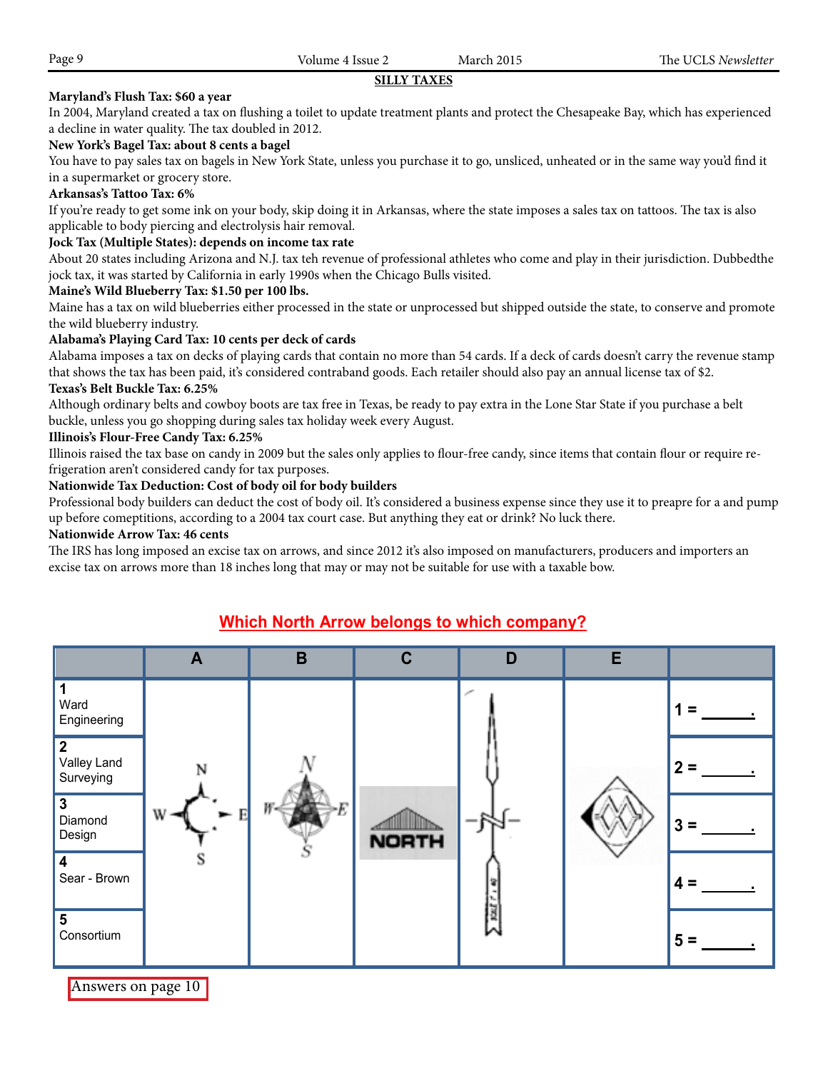## SILLY TAXES

**Maryland's Flush Tax: $60 a year**

In 2004, Maryland created a tax on flushing a toilet to update treatment plants and protect the Chesapeake Bay, which has experienced a decline in water quality. The tax doubled in 2012.

**New York's Bagel Tax: about 8 cents a bagel**

You have to pay sales tax on bagels in New York State, unless you purchase it to go, unsliced, unheated or in the same way you'd find it in a supermarket or grocery store.

**Arkansas's Tattoo Tax: 6%**

If you're ready to get some ink on your body, skip doing it in Arkansas, where the state imposes a sales tax on tattoos. The tax is also applicable to body piercing and electrolysis hair removal.

**Jock Tax (Multiple States): depends on income tax rate**

About 20 states including Arizona and N.J. tax teh revenue of professional athletes who come and play in their jurisdiction. Dubbedthe jock tax, it was started by California in early 1990s when the Chicago Bulls visited.

**Maine's Wild Blueberry Tax: $1.50 per 100 lbs.**

Maine has a tax on wild blueberries either processed in the state or unprocessed but shipped outside the state, to conserve and promote the wild blueberry industry.

**Alabama's Playing Card Tax: 10 cents per deck of cards**

Alabama imposes a tax on decks of playing cards that contain no more than 54 cards. If a deck of cards doesn't carry the revenue stamp that shows the tax has been paid, it's considered contraband goods. Each retailer should also pay an annual license tax of $2.

**Texas's Belt Buckle Tax: 6.25%**

Although ordinary belts and cowboy boots are tax free in Texas, be ready to pay extra in the Lone Star State if you purchase a belt buckle, unless you go shopping during sales tax holiday week every August.

**Illinois's Flour-Free Candy Tax: 6.25%**

Illinois raised the tax base on candy in 2009 but the sales only applies to flour-free candy, since items that contain flour or require refrigeration aren't considered candy for tax purposes.

**Nationwide Tax Deduction: Cost of body oil for body builders**

Professional body builders can deduct the cost of body oil. It's considered a business expense since they use it to preapre for a and pump up before comeptitions, according to a 2004 tax court case. But anything they eat or drink? No luck there.

**Nationwide Arrow Tax: 46 cents**

The IRS has long imposed an excise tax on arrows, and since 2012 it's also imposed on manufacturers, producers and importers an excise tax on arrows more than 18 inches long that may or may not be suitable for use with a taxable bow.

## Which North Arrow belongs to which company?

| | A | B | C | D | E | |
|---|---|---|---|---|---|---|
| 1 Ward Engineering | | | | | | 1 = ______. |
| 2 Valley Land Surveying | | | | | | 2 = ______. |
| 3 Diamond Design | | | NORTH | | | 3 = ______. |
| 4 Sear - Brown | | | | | | 4 = ______. |
| 5 Consortium | | | | | | 5 = ______. |

Answers on page 10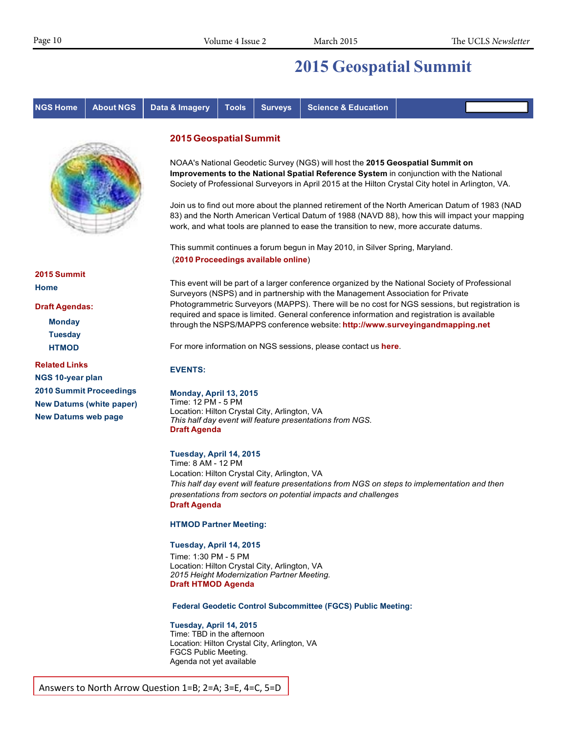# 2015 Geospatial Summit

NGS Home | About NGS | Data & Imagery | Tools | Surveys | Science & Education

**2015 Summit**
**Home**

**Draft Agendas:**

- **Monday**
- **Tuesday**
- **HTMOD**

**Related Links**
**NGS 10-year plan**
**2010 Summit Proceedings**
**New Datums (white paper)**
**New Datums web page**

## 2015 Geospatial Summit

NOAA's National Geodetic Survey (NGS) will host the **2015 Geospatial Summit on Improvements to the National Spatial Reference System** in conjunction with the National Society of Professional Surveyors in April 2015 at the Hilton Crystal City hotel in Arlington, VA.

Join us to find out more about the planned retirement of the North American Datum of 1983 (NAD 83) and the North American Vertical Datum of 1988 (NAVD 88), how this will impact your mapping work, and what tools are planned to ease the transition to new, more accurate datums.

This summit continues a forum begun in May 2010, in Silver Spring, Maryland.
(**2010 Proceedings available online**)

This event will be part of a larger conference organized by the National Society of Professional Surveyors (NSPS) and in partnership with the Management Association for Private Photogrammetric Surveyors (MAPPS). There will be no cost for NGS sessions, but registration is required and space is limited. General conference information and registration is available through the NSPS/MAPPS conference website: **http://www.surveyingandmapping.net**

For more information on NGS sessions, please contact us **here**.

### EVENTS:

**Monday, April 13, 2015**
Time: 12 PM - 5 PM
Location: Hilton Crystal City, Arlington, VA
*This half day event will feature presentations from NGS.*
**Draft Agenda**

**Tuesday, April 14, 2015**
Time: 8 AM - 12 PM
Location: Hilton Crystal City, Arlington, VA
*This half day event will feature presentations from NGS on steps to implementation and then presentations from sectors on potential impacts and challenges*
**Draft Agenda**

### HTMOD Partner Meeting:

**Tuesday, April 14, 2015**
Time: 1:30 PM - 5 PM
Location: Hilton Crystal City, Arlington, VA
*2015 Height Modernization Partner Meeting.*
**Draft HTMOD Agenda**

### Federal Geodetic Control Subcommittee (FGCS) Public Meeting:

**Tuesday, April 14, 2015**
Time: TBD in the afternoon
Location: Hilton Crystal City, Arlington, VA
FGCS Public Meeting.
Agenda not yet available

Answers to North Arrow Question 1=B; 2=A; 3=E, 4=C, 5=D